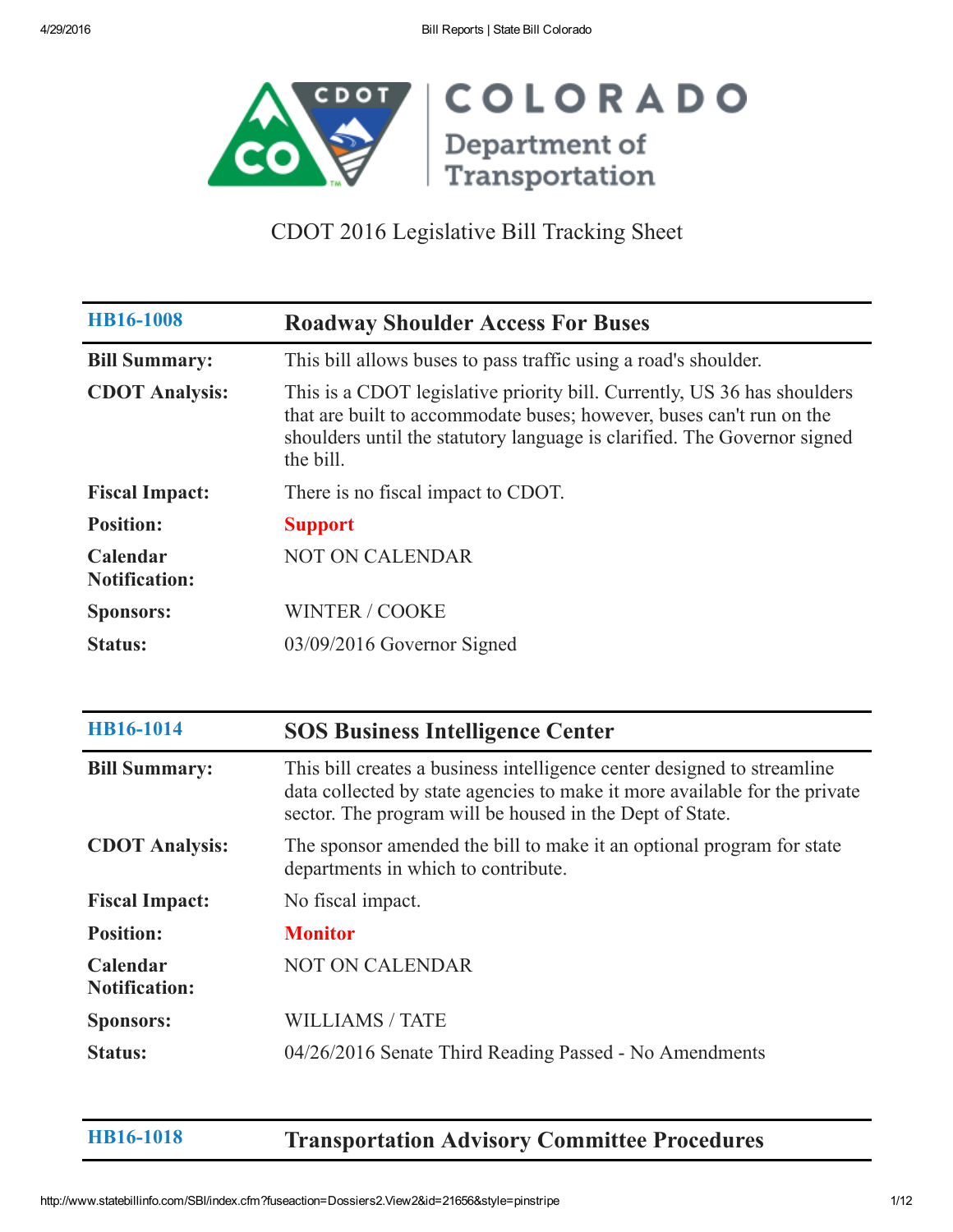COLORADO Department of Transportation

# CDOT 2016 Legislative Bill Tracking Sheet

| HB16-1008 | Roadway Shoulder Access For Buses |
|---|---|
| **Bill Summary:** | This bill allows buses to pass traffic using a road's shoulder. |
| **CDOT Analysis:** | This is a CDOT legislative priority bill. Currently, US 36 has shoulders that are built to accommodate buses; however, buses can't run on the shoulders until the statutory language is clarified. The Governor signed the bill. |
| **Fiscal Impact:** | There is no fiscal impact to CDOT. |
| **Position:** | **Support** |
| **Calendar Notification:** | NOT ON CALENDAR |
| **Sponsors:** | WINTER / COOKE |
| **Status:** | 03/09/2016 Governor Signed |

| HB16-1014 | SOS Business Intelligence Center |
|---|---|
| **Bill Summary:** | This bill creates a business intelligence center designed to streamline data collected by state agencies to make it more available for the private sector. The program will be housed in the Dept of State. |
| **CDOT Analysis:** | The sponsor amended the bill to make it an optional program for state departments in which to contribute. |
| **Fiscal Impact:** | No fiscal impact. |
| **Position:** | **Monitor** |
| **Calendar Notification:** | NOT ON CALENDAR |
| **Sponsors:** | WILLIAMS / TATE |
| **Status:** | 04/26/2016 Senate Third Reading Passed - No Amendments |

| HB16-1018 | Transportation Advisory Committee Procedures |
|---|---|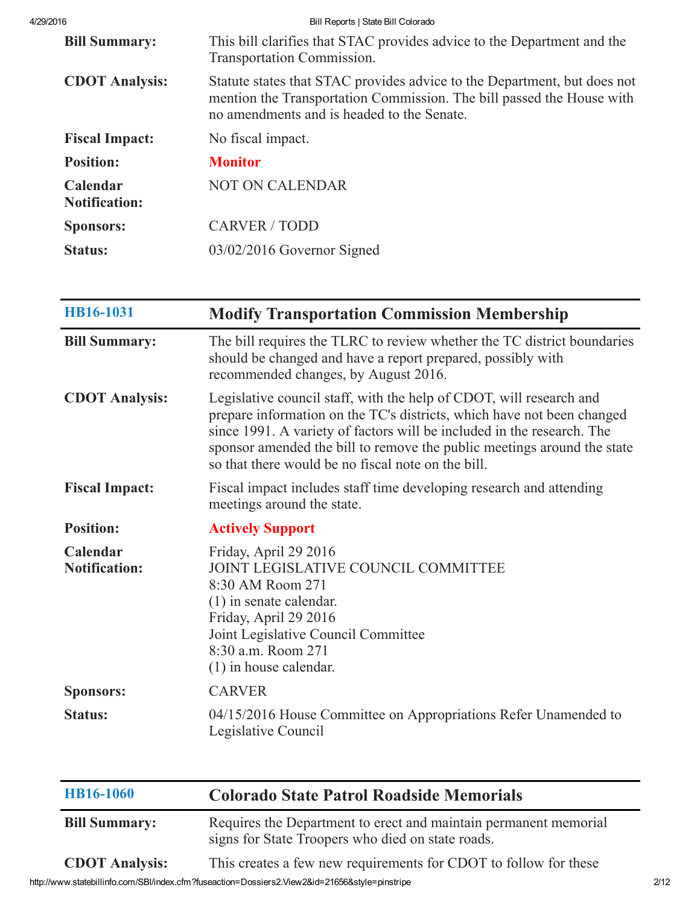| | |
|---|---|
| **Bill Summary:** | This bill clarifies that STAC provides advice to the Department and the Transportation Commission. |
| **CDOT Analysis:** | Statute states that STAC provides advice to the Department, but does not mention the Transportation Commission. The bill passed the House with no amendments and is headed to the Senate. |
| **Fiscal Impact:** | No fiscal impact. |
| **Position:** | **Monitor** |
| **Calendar Notification:** | NOT ON CALENDAR |
| **Sponsors:** | CARVER / TODD |
| **Status:** | 03/02/2016 Governor Signed |

| HB16-1031 | Modify Transportation Commission Membership |
|---|---|
| **Bill Summary:** | The bill requires the TLRC to review whether the TC district boundaries should be changed and have a report prepared, possibly with recommended changes, by August 2016. |
| **CDOT Analysis:** | Legislative council staff, with the help of CDOT, will research and prepare information on the TC's districts, which have not been changed since 1991. A variety of factors will be included in the research. The sponsor amended the bill to remove the public meetings around the state so that there would be no fiscal note on the bill. |
| **Fiscal Impact:** | Fiscal impact includes staff time developing research and attending meetings around the state. |
| **Position:** | **Actively Support** |
| **Calendar Notification:** | Friday, April 29 2016<br>JOINT LEGISLATIVE COUNCIL COMMITTEE<br>8:30 AM Room 271<br>(1) in senate calendar.<br>Friday, April 29 2016<br>Joint Legislative Council Committee<br>8:30 a.m. Room 271<br>(1) in house calendar. |
| **Sponsors:** | CARVER |
| **Status:** | 04/15/2016 House Committee on Appropriations Refer Unamended to Legislative Council |

| HB16-1060 | Colorado State Patrol Roadside Memorials |
|---|---|
| **Bill Summary:** | Requires the Department to erect and maintain permanent memorial signs for State Troopers who died on state roads. |
| **CDOT Analysis:** | This creates a few new requirements for CDOT to follow for these |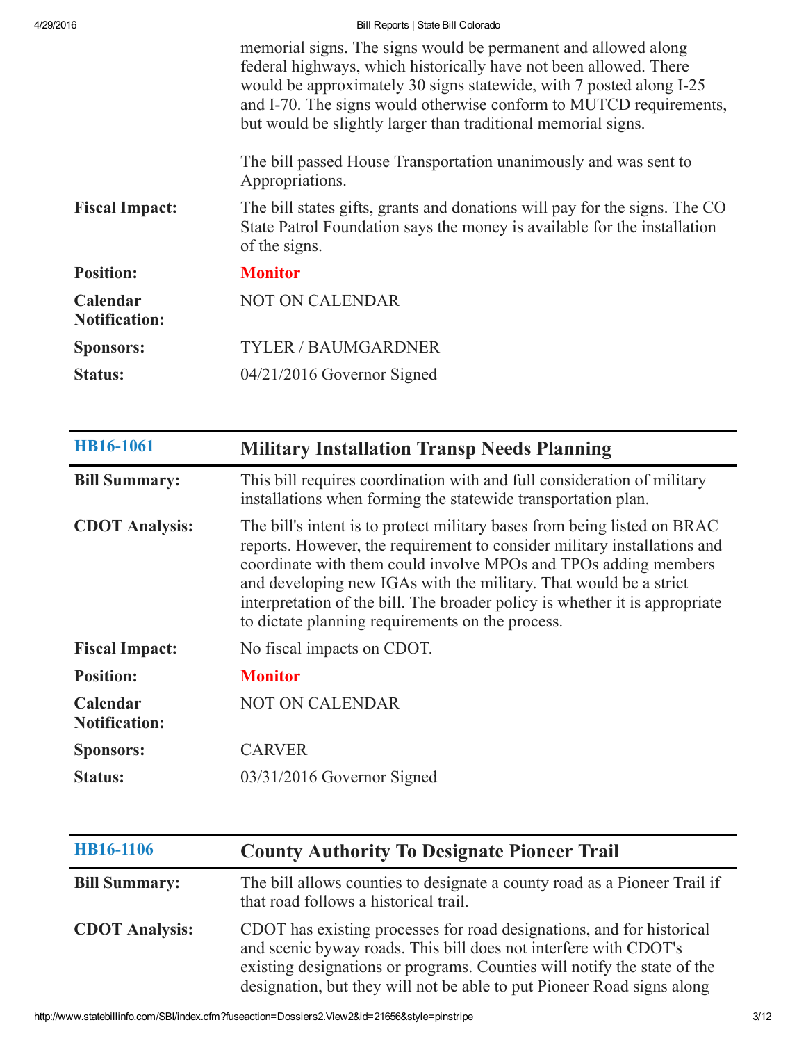memorial signs. The signs would be permanent and allowed along federal highways, which historically have not been allowed. There would be approximately 30 signs statewide, with 7 posted along I-25 and I-70. The signs would otherwise conform to MUTCD requirements, but would be slightly larger than traditional memorial signs.

The bill passed House Transportation unanimously and was sent to Appropriations.

**Fiscal Impact:** The bill states gifts, grants and donations will pay for the signs. The CO State Patrol Foundation says the money is available for the installation of the signs.

**Position:** **Monitor**

**Calendar Notification:** NOT ON CALENDAR

**Sponsors:** TYLER / BAUMGARDNER

**Status:** 04/21/2016 Governor Signed

## HB16-1061 Military Installation Transp Needs Planning

**Bill Summary:** This bill requires coordination with and full consideration of military installations when forming the statewide transportation plan.

**CDOT Analysis:** The bill's intent is to protect military bases from being listed on BRAC reports. However, the requirement to consider military installations and coordinate with them could involve MPOs and TPOs adding members and developing new IGAs with the military. That would be a strict interpretation of the bill. The broader policy is whether it is appropriate to dictate planning requirements on the process.

**Fiscal Impact:** No fiscal impacts on CDOT.

**Position:** **Monitor**

**Calendar Notification:** NOT ON CALENDAR

**Sponsors:** CARVER

**Status:** 03/31/2016 Governor Signed

## HB16-1106 County Authority To Designate Pioneer Trail

**Bill Summary:** The bill allows counties to designate a county road as a Pioneer Trail if that road follows a historical trail.

**CDOT Analysis:** CDOT has existing processes for road designations, and for historical and scenic byway roads. This bill does not interfere with CDOT's existing designations or programs. Counties will notify the state of the designation, but they will not be able to put Pioneer Road signs along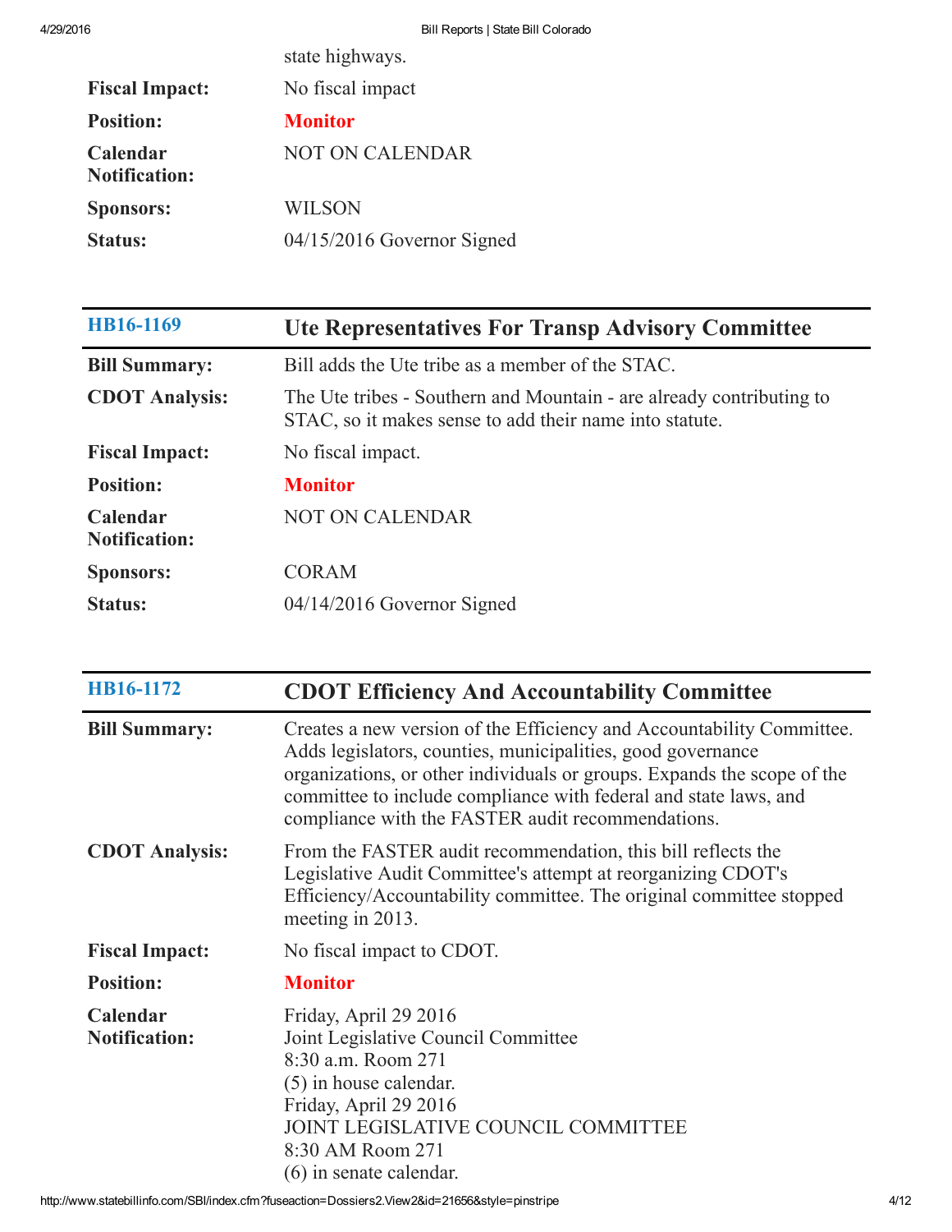| | |
|---|---|
| | state highways. |
| **Fiscal Impact:** | No fiscal impact |
| **Position:** | **Monitor** |
| **Calendar Notification:** | NOT ON CALENDAR |
| **Sponsors:** | WILSON |
| **Status:** | 04/15/2016 Governor Signed |

| HB16-1169 | **Ute Representatives For Transp Advisory Committee** |
|---|---|
| **Bill Summary:** | Bill adds the Ute tribe as a member of the STAC. |
| **CDOT Analysis:** | The Ute tribes - Southern and Mountain - are already contributing to STAC, so it makes sense to add their name into statute. |
| **Fiscal Impact:** | No fiscal impact. |
| **Position:** | **Monitor** |
| **Calendar Notification:** | NOT ON CALENDAR |
| **Sponsors:** | CORAM |
| **Status:** | 04/14/2016 Governor Signed |

| HB16-1172 | **CDOT Efficiency And Accountability Committee** |
|---|---|
| **Bill Summary:** | Creates a new version of the Efficiency and Accountability Committee. Adds legislators, counties, municipalities, good governance organizations, or other individuals or groups. Expands the scope of the committee to include compliance with federal and state laws, and compliance with the FASTER audit recommendations. |
| **CDOT Analysis:** | From the FASTER audit recommendation, this bill reflects the Legislative Audit Committee's attempt at reorganizing CDOT's Efficiency/Accountability committee. The original committee stopped meeting in 2013. |
| **Fiscal Impact:** | No fiscal impact to CDOT. |
| **Position:** | **Monitor** |
| **Calendar Notification:** | Friday, April 29 2016<br>Joint Legislative Council Committee<br>8:30 a.m. Room 271<br>(5) in house calendar.<br>Friday, April 29 2016<br>JOINT LEGISLATIVE COUNCIL COMMITTEE<br>8:30 AM Room 271<br>(6) in senate calendar. |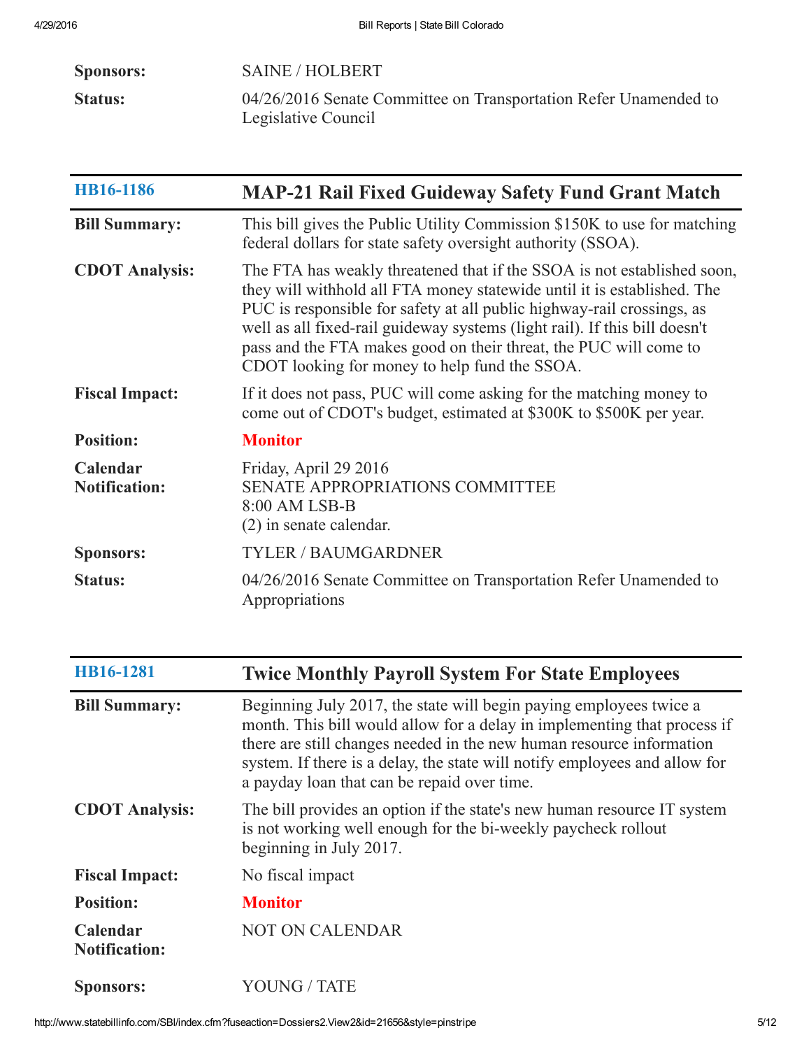| | |
|---|---|
| **Sponsors:** | SAINE / HOLBERT |
| **Status:** | 04/26/2016 Senate Committee on Transportation Refer Unamended to Legislative Council |

| HB16-1186 | MAP-21 Rail Fixed Guideway Safety Fund Grant Match |
|---|---|
| **Bill Summary:** | This bill gives the Public Utility Commission $150K to use for matching federal dollars for state safety oversight authority (SSOA). |
| **CDOT Analysis:** | The FTA has weakly threatened that if the SSOA is not established soon, they will withhold all FTA money statewide until it is established. The PUC is responsible for safety at all public highway-rail crossings, as well as all fixed-rail guideway systems (light rail). If this bill doesn't pass and the FTA makes good on their threat, the PUC will come to CDOT looking for money to help fund the SSOA. |
| **Fiscal Impact:** | If it does not pass, PUC will come asking for the matching money to come out of CDOT's budget, estimated at $300K to $500K per year. |
| **Position:** | **Monitor** |
| **Calendar Notification:** | Friday, April 29 2016<br>SENATE APPROPRIATIONS COMMITTEE<br>8:00 AM LSB-B<br>(2) in senate calendar. |
| **Sponsors:** | TYLER / BAUMGARDNER |
| **Status:** | 04/26/2016 Senate Committee on Transportation Refer Unamended to Appropriations |

| HB16-1281 | Twice Monthly Payroll System For State Employees |
|---|---|
| **Bill Summary:** | Beginning July 2017, the state will begin paying employees twice a month. This bill would allow for a delay in implementing that process if there are still changes needed in the new human resource information system. If there is a delay, the state will notify employees and allow for a payday loan that can be repaid over time. |
| **CDOT Analysis:** | The bill provides an option if the state's new human resource IT system is not working well enough for the bi-weekly paycheck rollout beginning in July 2017. |
| **Fiscal Impact:** | No fiscal impact |
| **Position:** | **Monitor** |
| **Calendar Notification:** | NOT ON CALENDAR |
| **Sponsors:** | YOUNG / TATE |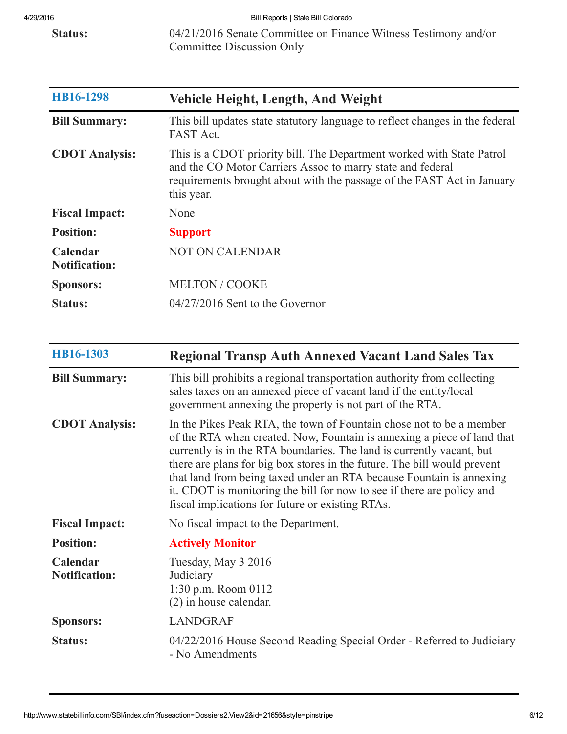| | |
|---|---|
| **Status:** | 04/21/2016 Senate Committee on Finance Witness Testimony and/or Committee Discussion Only |

| **HB16-1298** | **Vehicle Height, Length, And Weight** |
|---|---|
| **Bill Summary:** | This bill updates state statutory language to reflect changes in the federal FAST Act. |
| **CDOT Analysis:** | This is a CDOT priority bill. The Department worked with State Patrol and the CO Motor Carriers Assoc to marry state and federal requirements brought about with the passage of the FAST Act in January this year. |
| **Fiscal Impact:** | None |
| **Position:** | **Support** |
| **Calendar Notification:** | NOT ON CALENDAR |
| **Sponsors:** | MELTON / COOKE |
| **Status:** | 04/27/2016 Sent to the Governor |

| **HB16-1303** | **Regional Transp Auth Annexed Vacant Land Sales Tax** |
|---|---|
| **Bill Summary:** | This bill prohibits a regional transportation authority from collecting sales taxes on an annexed piece of vacant land if the entity/local government annexing the property is not part of the RTA. |
| **CDOT Analysis:** | In the Pikes Peak RTA, the town of Fountain chose not to be a member of the RTA when created. Now, Fountain is annexing a piece of land that currently is in the RTA boundaries. The land is currently vacant, but there are plans for big box stores in the future. The bill would prevent that land from being taxed under an RTA because Fountain is annexing it. CDOT is monitoring the bill for now to see if there are policy and fiscal implications for future or existing RTAs. |
| **Fiscal Impact:** | No fiscal impact to the Department. |
| **Position:** | **Actively Monitor** |
| **Calendar Notification:** | Tuesday, May 3 2016<br>Judiciary<br>1:30 p.m. Room 0112<br>(2) in house calendar. |
| **Sponsors:** | LANDGRAF |
| **Status:** | 04/22/2016 House Second Reading Special Order - Referred to Judiciary - No Amendments |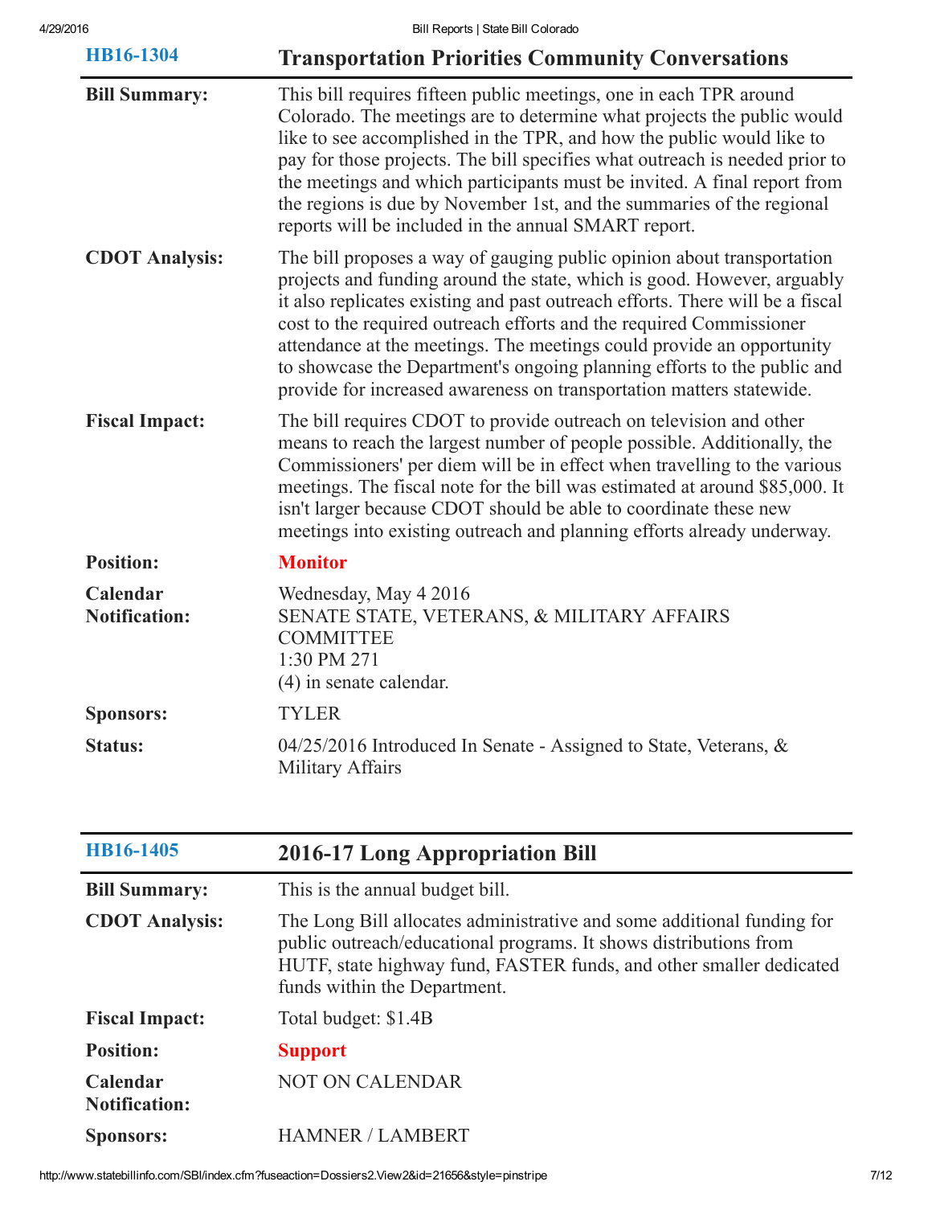## HB16-1304 — Transportation Priorities Community Conversations

| | |
|---|---|
| **Bill Summary:** | This bill requires fifteen public meetings, one in each TPR around Colorado. The meetings are to determine what projects the public would like to see accomplished in the TPR, and how the public would like to pay for those projects. The bill specifies what outreach is needed prior to the meetings and which participants must be invited. A final report from the regions is due by November 1st, and the summaries of the regional reports will be included in the annual SMART report. |
| **CDOT Analysis:** | The bill proposes a way of gauging public opinion about transportation projects and funding around the state, which is good. However, arguably it also replicates existing and past outreach efforts. There will be a fiscal cost to the required outreach efforts and the required Commissioner attendance at the meetings. The meetings could provide an opportunity to showcase the Department's ongoing planning efforts to the public and provide for increased awareness on transportation matters statewide. |
| **Fiscal Impact:** | The bill requires CDOT to provide outreach on television and other means to reach the largest number of people possible. Additionally, the Commissioners' per diem will be in effect when travelling to the various meetings. The fiscal note for the bill was estimated at around $85,000. It isn't larger because CDOT should be able to coordinate these new meetings into existing outreach and planning efforts already underway. |
| **Position:** | **Monitor** |
| **Calendar Notification:** | Wednesday, May 4 2016<br>SENATE STATE, VETERANS, & MILITARY AFFAIRS COMMITTEE<br>1:30 PM 271<br>(4) in senate calendar. |
| **Sponsors:** | TYLER |
| **Status:** | 04/25/2016 Introduced In Senate - Assigned to State, Veterans, & Military Affairs |

## HB16-1405 — 2016-17 Long Appropriation Bill

| | |
|---|---|
| **Bill Summary:** | This is the annual budget bill. |
| **CDOT Analysis:** | The Long Bill allocates administrative and some additional funding for public outreach/educational programs. It shows distributions from HUTF, state highway fund, FASTER funds, and other smaller dedicated funds within the Department. |
| **Fiscal Impact:** | Total budget: $1.4B |
| **Position:** | **Support** |
| **Calendar Notification:** | NOT ON CALENDAR |
| **Sponsors:** | HAMNER / LAMBERT |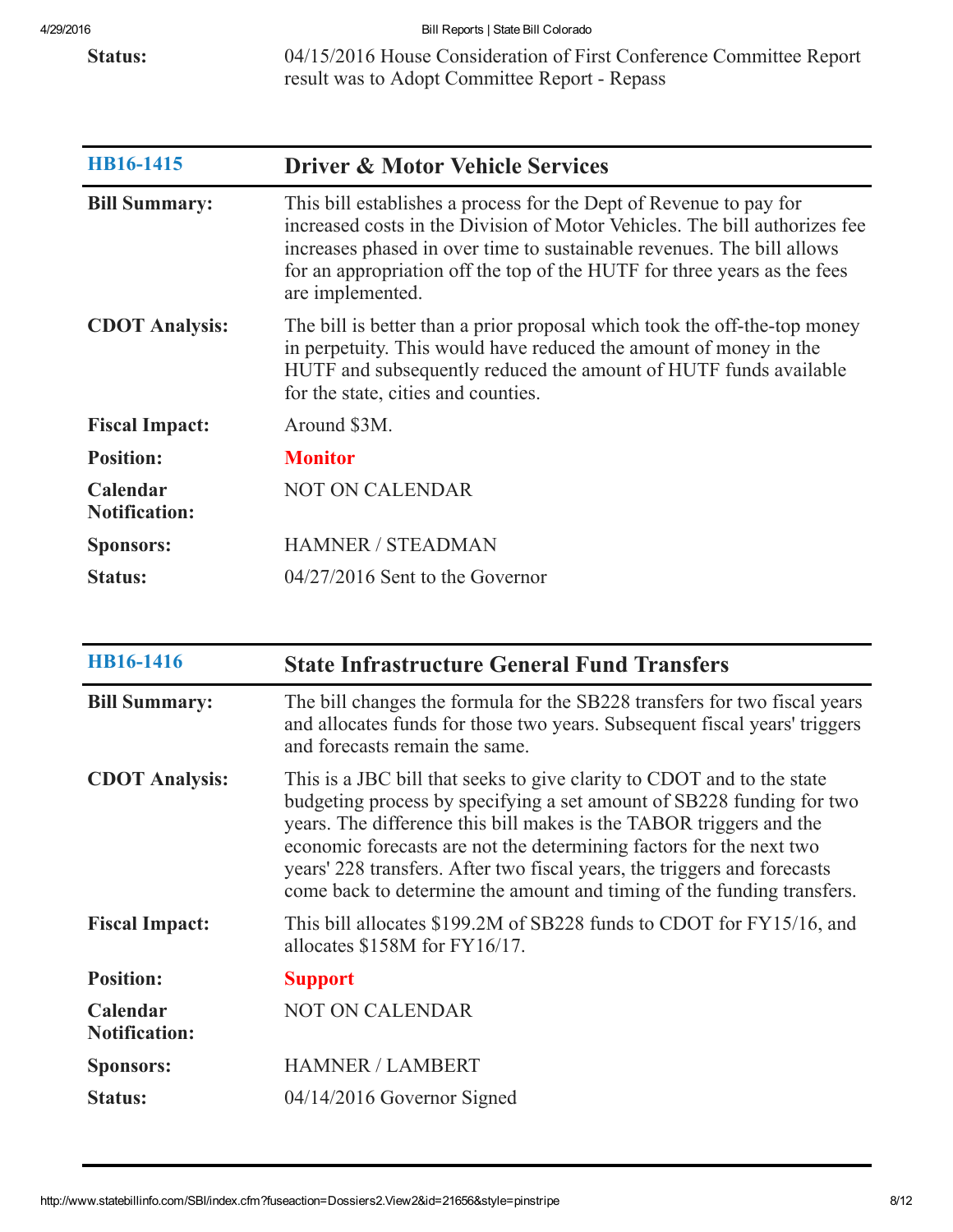| **Status:** | 04/15/2016 House Consideration of First Conference Committee Report result was to Adopt Committee Report - Repass |
|---|---|

| **HB16-1415** | **Driver & Motor Vehicle Services** |
|---|---|
| **Bill Summary:** | This bill establishes a process for the Dept of Revenue to pay for increased costs in the Division of Motor Vehicles. The bill authorizes fee increases phased in over time to sustainable revenues. The bill allows for an appropriation off the top of the HUTF for three years as the fees are implemented. |
| **CDOT Analysis:** | The bill is better than a prior proposal which took the off-the-top money in perpetuity. This would have reduced the amount of money in the HUTF and subsequently reduced the amount of HUTF funds available for the state, cities and counties. |
| **Fiscal Impact:** | Around $3M. |
| **Position:** | **Monitor** |
| **Calendar Notification:** | NOT ON CALENDAR |
| **Sponsors:** | HAMNER / STEADMAN |
| **Status:** | 04/27/2016 Sent to the Governor |

| **HB16-1416** | **State Infrastructure General Fund Transfers** |
|---|---|
| **Bill Summary:** | The bill changes the formula for the SB228 transfers for two fiscal years and allocates funds for those two years. Subsequent fiscal years' triggers and forecasts remain the same. |
| **CDOT Analysis:** | This is a JBC bill that seeks to give clarity to CDOT and to the state budgeting process by specifying a set amount of SB228 funding for two years. The difference this bill makes is the TABOR triggers and the economic forecasts are not the determining factors for the next two years' 228 transfers. After two fiscal years, the triggers and forecasts come back to determine the amount and timing of the funding transfers. |
| **Fiscal Impact:** | This bill allocates $199.2M of SB228 funds to CDOT for FY15/16, and allocates $158M for FY16/17. |
| **Position:** | **Support** |
| **Calendar Notification:** | NOT ON CALENDAR |
| **Sponsors:** | HAMNER / LAMBERT |
| **Status:** | 04/14/2016 Governor Signed |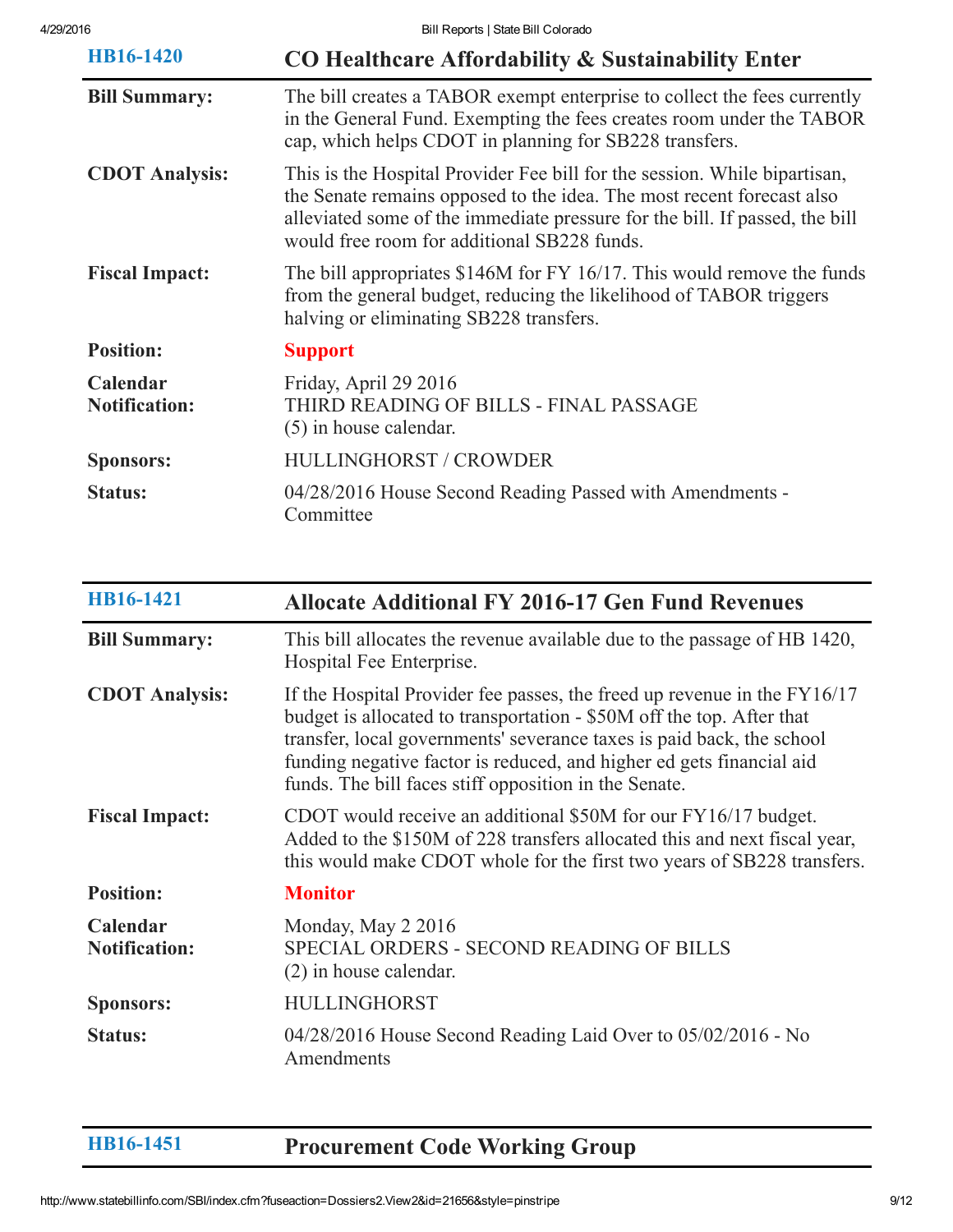## HB16-1420 — CO Healthcare Affordability & Sustainability Enter

| | |
|---|---|
| **Bill Summary:** | The bill creates a TABOR exempt enterprise to collect the fees currently in the General Fund. Exempting the fees creates room under the TABOR cap, which helps CDOT in planning for SB228 transfers. |
| **CDOT Analysis:** | This is the Hospital Provider Fee bill for the session. While bipartisan, the Senate remains opposed to the idea. The most recent forecast also alleviated some of the immediate pressure for the bill. If passed, the bill would free room for additional SB228 funds. |
| **Fiscal Impact:** | The bill appropriates $146M for FY 16/17. This would remove the funds from the general budget, reducing the likelihood of TABOR triggers halving or eliminating SB228 transfers. |
| **Position:** | **Support** |
| **Calendar Notification:** | Friday, April 29 2016<br>THIRD READING OF BILLS - FINAL PASSAGE<br>(5) in house calendar. |
| **Sponsors:** | HULLINGHORST / CROWDER |
| **Status:** | 04/28/2016 House Second Reading Passed with Amendments - Committee |

## HB16-1421 — Allocate Additional FY 2016-17 Gen Fund Revenues

| | |
|---|---|
| **Bill Summary:** | This bill allocates the revenue available due to the passage of HB 1420, Hospital Fee Enterprise. |
| **CDOT Analysis:** | If the Hospital Provider fee passes, the freed up revenue in the FY16/17 budget is allocated to transportation - $50M off the top. After that transfer, local governments' severance taxes is paid back, the school funding negative factor is reduced, and higher ed gets financial aid funds. The bill faces stiff opposition in the Senate. |
| **Fiscal Impact:** | CDOT would receive an additional $50M for our FY16/17 budget. Added to the $150M of 228 transfers allocated this and next fiscal year, this would make CDOT whole for the first two years of SB228 transfers. |
| **Position:** | **Monitor** |
| **Calendar Notification:** | Monday, May 2 2016<br>SPECIAL ORDERS - SECOND READING OF BILLS<br>(2) in house calendar. |
| **Sponsors:** | HULLINGHORST |
| **Status:** | 04/28/2016 House Second Reading Laid Over to 05/02/2016 - No Amendments |

## HB16-1451 — Procurement Code Working Group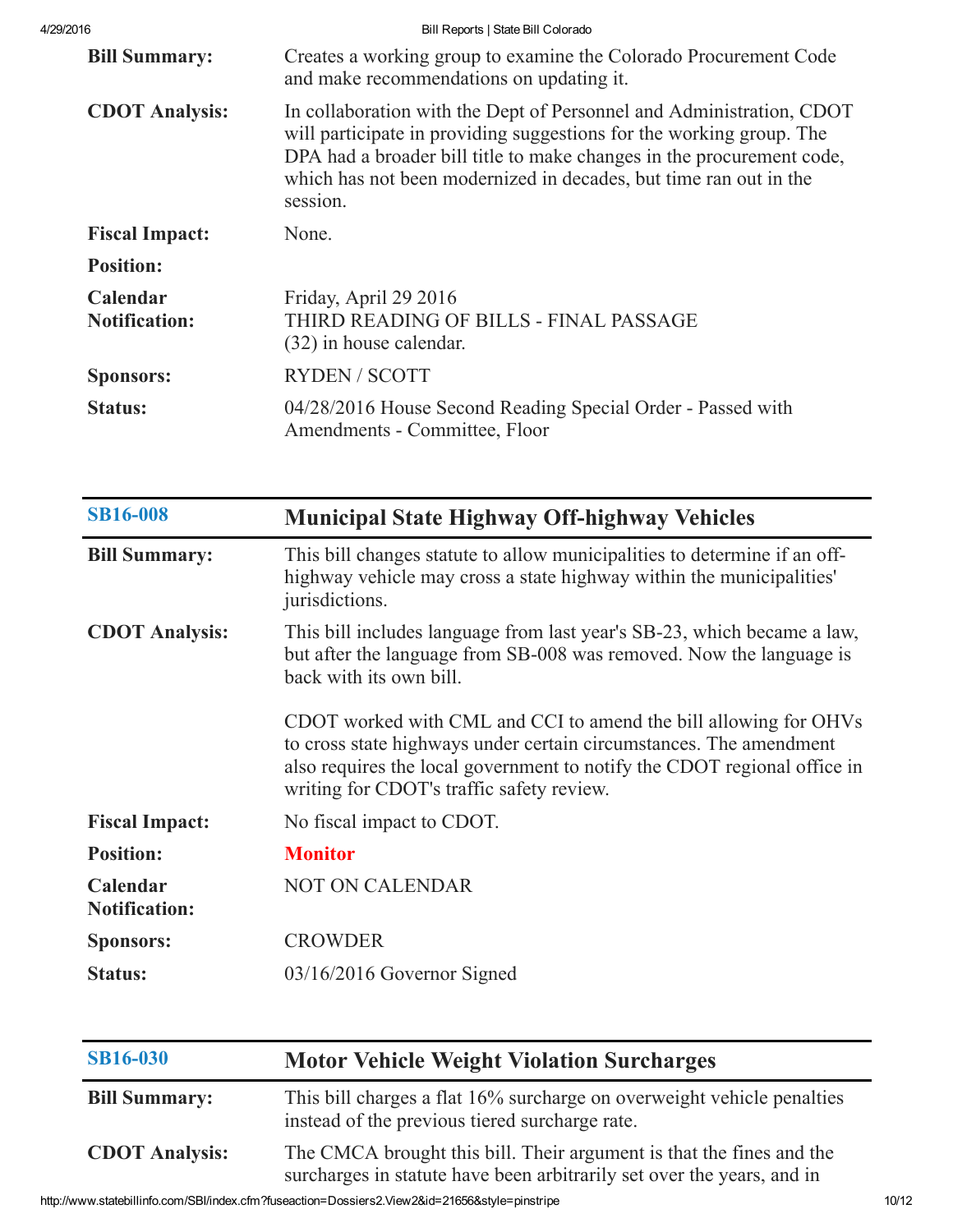| | |
|---|---|
| **Bill Summary:** | Creates a working group to examine the Colorado Procurement Code and make recommendations on updating it. |
| **CDOT Analysis:** | In collaboration with the Dept of Personnel and Administration, CDOT will participate in providing suggestions for the working group. The DPA had a broader bill title to make changes in the procurement code, which has not been modernized in decades, but time ran out in the session. |
| **Fiscal Impact:** | None. |
| **Position:** | |
| **Calendar Notification:** | Friday, April 29 2016<br>THIRD READING OF BILLS - FINAL PASSAGE<br>(32) in house calendar. |
| **Sponsors:** | RYDEN / SCOTT |
| **Status:** | 04/28/2016 House Second Reading Special Order - Passed with Amendments - Committee, Floor |

## SB16-008 Municipal State Highway Off-highway Vehicles

| | |
|---|---|
| **Bill Summary:** | This bill changes statute to allow municipalities to determine if an off-highway vehicle may cross a state highway within the municipalities' jurisdictions. |
| **CDOT Analysis:** | This bill includes language from last year's SB-23, which became a law, but after the language from SB-008 was removed. Now the language is back with its own bill.<br><br>CDOT worked with CML and CCI to amend the bill allowing for OHVs to cross state highways under certain circumstances. The amendment also requires the local government to notify the CDOT regional office in writing for CDOT's traffic safety review. |
| **Fiscal Impact:** | No fiscal impact to CDOT. |
| **Position:** | **Monitor** |
| **Calendar Notification:** | NOT ON CALENDAR |
| **Sponsors:** | CROWDER |
| **Status:** | 03/16/2016 Governor Signed |

## SB16-030 Motor Vehicle Weight Violation Surcharges

| | |
|---|---|
| **Bill Summary:** | This bill charges a flat 16% surcharge on overweight vehicle penalties instead of the previous tiered surcharge rate. |
| **CDOT Analysis:** | The CMCA brought this bill. Their argument is that the fines and the surcharges in statute have been arbitrarily set over the years, and in |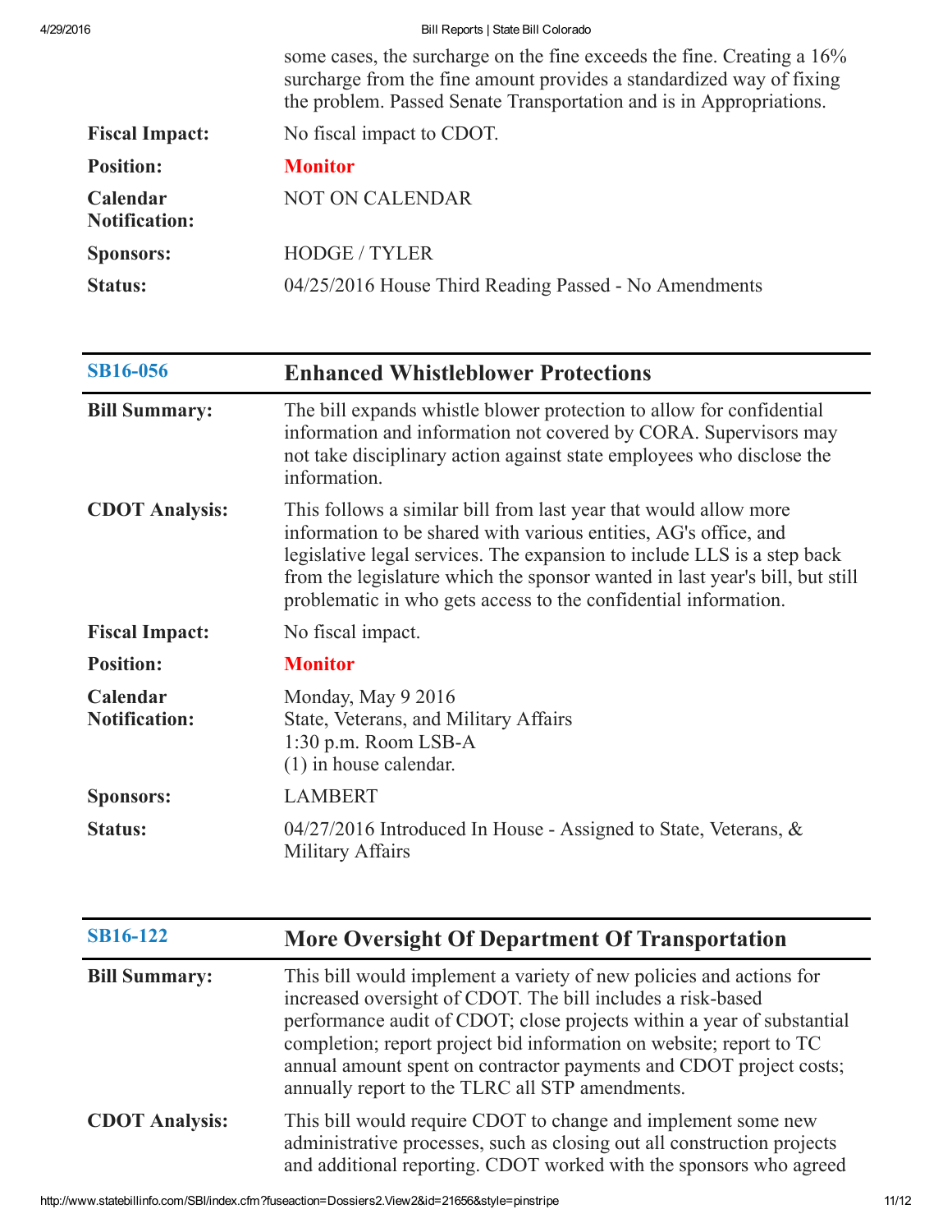some cases, the surcharge on the fine exceeds the fine. Creating a 16% surcharge from the fine amount provides a standardized way of fixing the problem. Passed Senate Transportation and is in Appropriations.

| | |
|---|---|
| **Fiscal Impact:** | No fiscal impact to CDOT. |
| **Position:** | **Monitor** |
| **Calendar Notification:** | NOT ON CALENDAR |
| **Sponsors:** | HODGE / TYLER |
| **Status:** | 04/25/2016 House Third Reading Passed - No Amendments |

| SB16-056 | Enhanced Whistleblower Protections |
|---|---|
| **Bill Summary:** | The bill expands whistle blower protection to allow for confidential information and information not covered by CORA. Supervisors may not take disciplinary action against state employees who disclose the information. |
| **CDOT Analysis:** | This follows a similar bill from last year that would allow more information to be shared with various entities, AG's office, and legislative legal services. The expansion to include LLS is a step back from the legislature which the sponsor wanted in last year's bill, but still problematic in who gets access to the confidential information. |
| **Fiscal Impact:** | No fiscal impact. |
| **Position:** | **Monitor** |
| **Calendar Notification:** | Monday, May 9 2016<br>State, Veterans, and Military Affairs<br>1:30 p.m. Room LSB-A<br>(1) in house calendar. |
| **Sponsors:** | LAMBERT |
| **Status:** | 04/27/2016 Introduced In House - Assigned to State, Veterans, & Military Affairs |

| SB16-122 | More Oversight Of Department Of Transportation |
|---|---|
| **Bill Summary:** | This bill would implement a variety of new policies and actions for increased oversight of CDOT. The bill includes a risk-based performance audit of CDOT; close projects within a year of substantial completion; report project bid information on website; report to TC annual amount spent on contractor payments and CDOT project costs; annually report to the TLRC all STP amendments. |
| **CDOT Analysis:** | This bill would require CDOT to change and implement some new administrative processes, such as closing out all construction projects and additional reporting. CDOT worked with the sponsors who agreed |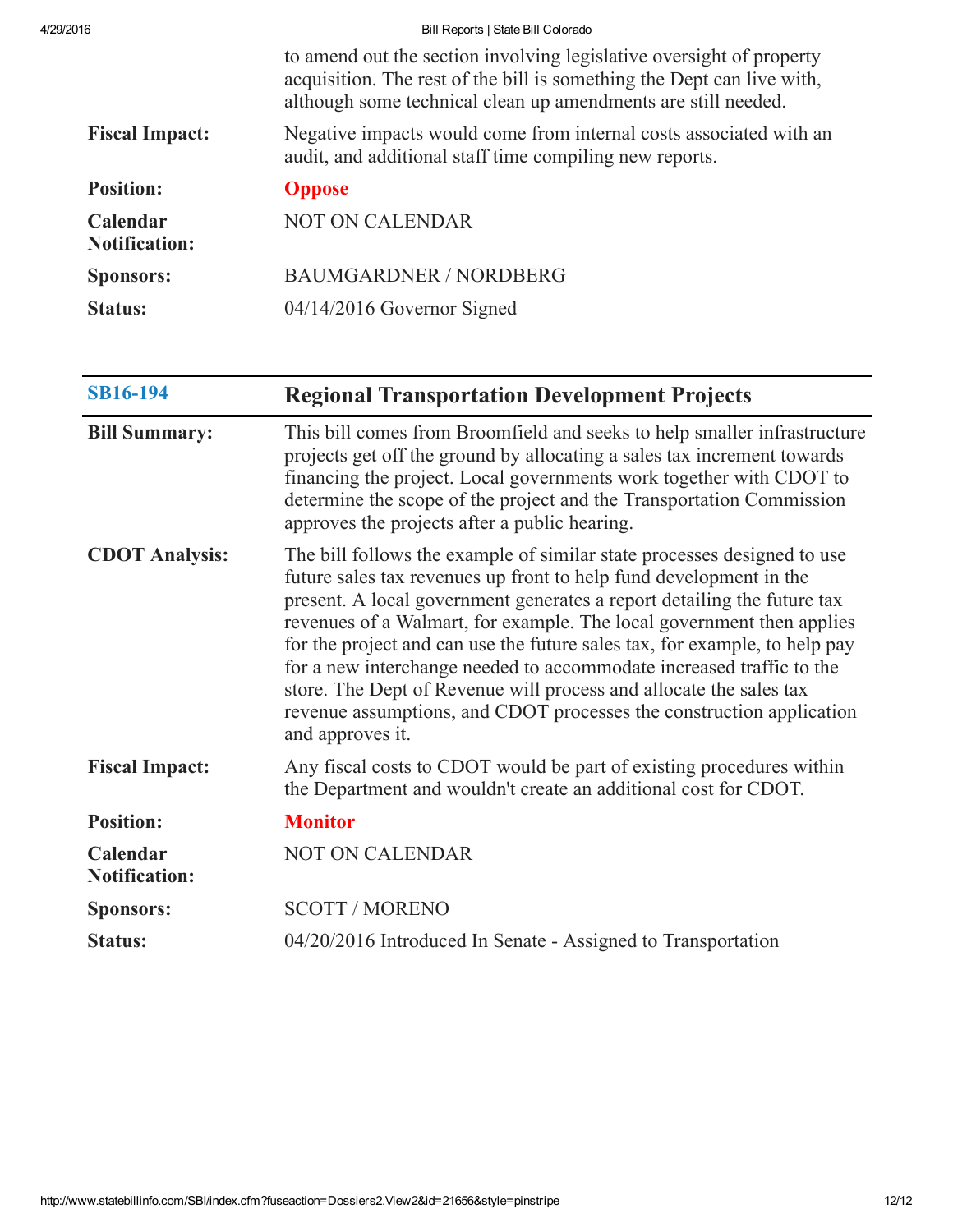to amend out the section involving legislative oversight of property acquisition. The rest of the bill is something the Dept can live with, although some technical clean up amendments are still needed.

| | |
|---|---|
| **Fiscal Impact:** | Negative impacts would come from internal costs associated with an audit, and additional staff time compiling new reports. |
| **Position:** | **Oppose** |
| **Calendar Notification:** | NOT ON CALENDAR |
| **Sponsors:** | BAUMGARDNER / NORDBERG |
| **Status:** | 04/14/2016 Governor Signed |

| SB16-194 | Regional Transportation Development Projects |
|---|---|
| **Bill Summary:** | This bill comes from Broomfield and seeks to help smaller infrastructure projects get off the ground by allocating a sales tax increment towards financing the project. Local governments work together with CDOT to determine the scope of the project and the Transportation Commission approves the projects after a public hearing. |
| **CDOT Analysis:** | The bill follows the example of similar state processes designed to use future sales tax revenues up front to help fund development in the present. A local government generates a report detailing the future tax revenues of a Walmart, for example. The local government then applies for the project and can use the future sales tax, for example, to help pay for a new interchange needed to accommodate increased traffic to the store. The Dept of Revenue will process and allocate the sales tax revenue assumptions, and CDOT processes the construction application and approves it. |
| **Fiscal Impact:** | Any fiscal costs to CDOT would be part of existing procedures within the Department and wouldn't create an additional cost for CDOT. |
| **Position:** | **Monitor** |
| **Calendar Notification:** | NOT ON CALENDAR |
| **Sponsors:** | SCOTT / MORENO |
| **Status:** | 04/20/2016 Introduced In Senate - Assigned to Transportation |